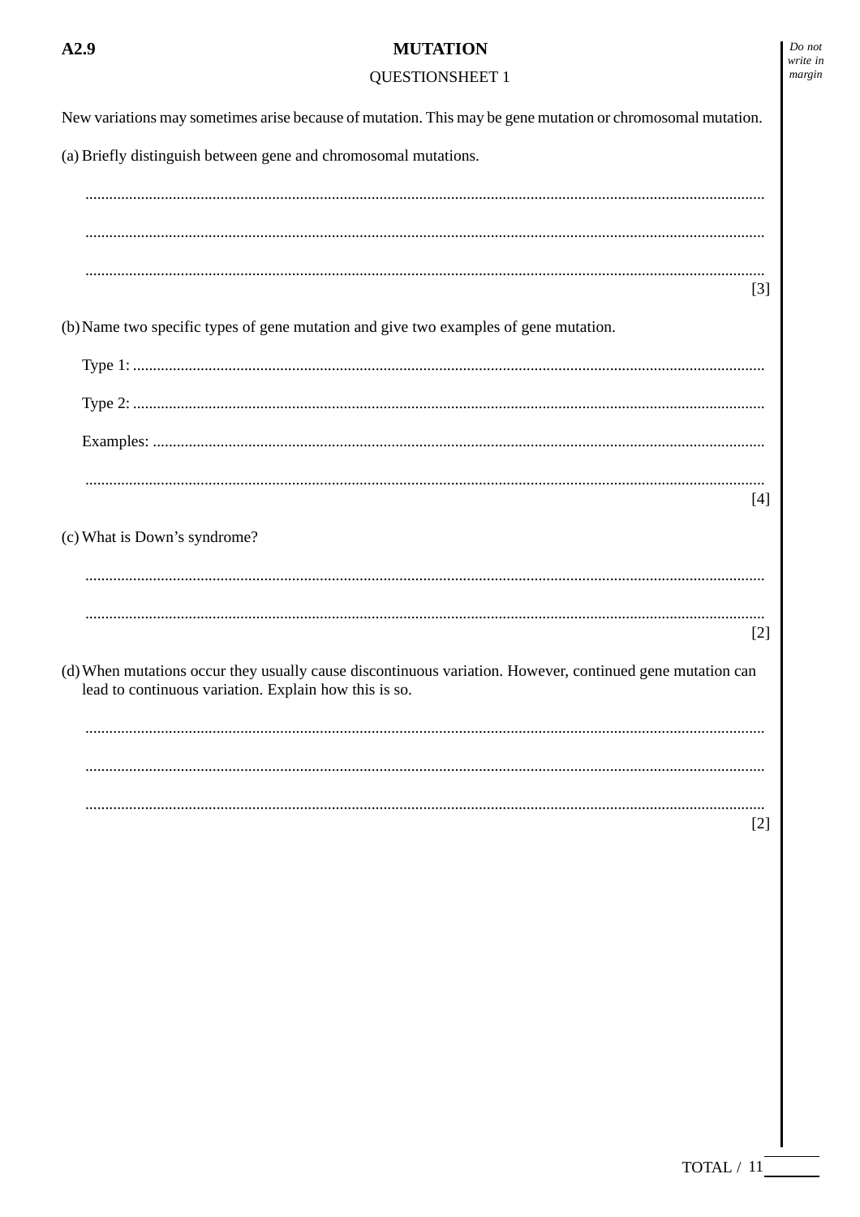# A2.9 MUTATION

## QUESTIONSHEET 1

New variations may sometimes arise because of mutation. This may be gene mutation or chromosomal mutation.

(a) Briefly distinguish between gene and chromosomal mutations.

..........................................................................................................................................................

..........................................................................................................................................................

..........................................................................................................................................................

[3]

(b) Name two specific types of gene mutation and give two examples of gene mutation.

Type 1: ..................................................................................................................................................

Type 2: ..................................................................................................................................................

Examples: ...........................................................................................................................................

..........................................................................................................................................................

[4]

(c) What is Down's syndrome?

..........................................................................................................................................................

..........................................................................................................................................................

[2]

(d) When mutations occur they usually cause discontinuous variation. However, continued gene mutation can lead to continuous variation. Explain how this is so.

..........................................................................................................................................................

..........................................................................................................................................................

..........................................................................................................................................................

[2]

TOTAL / 11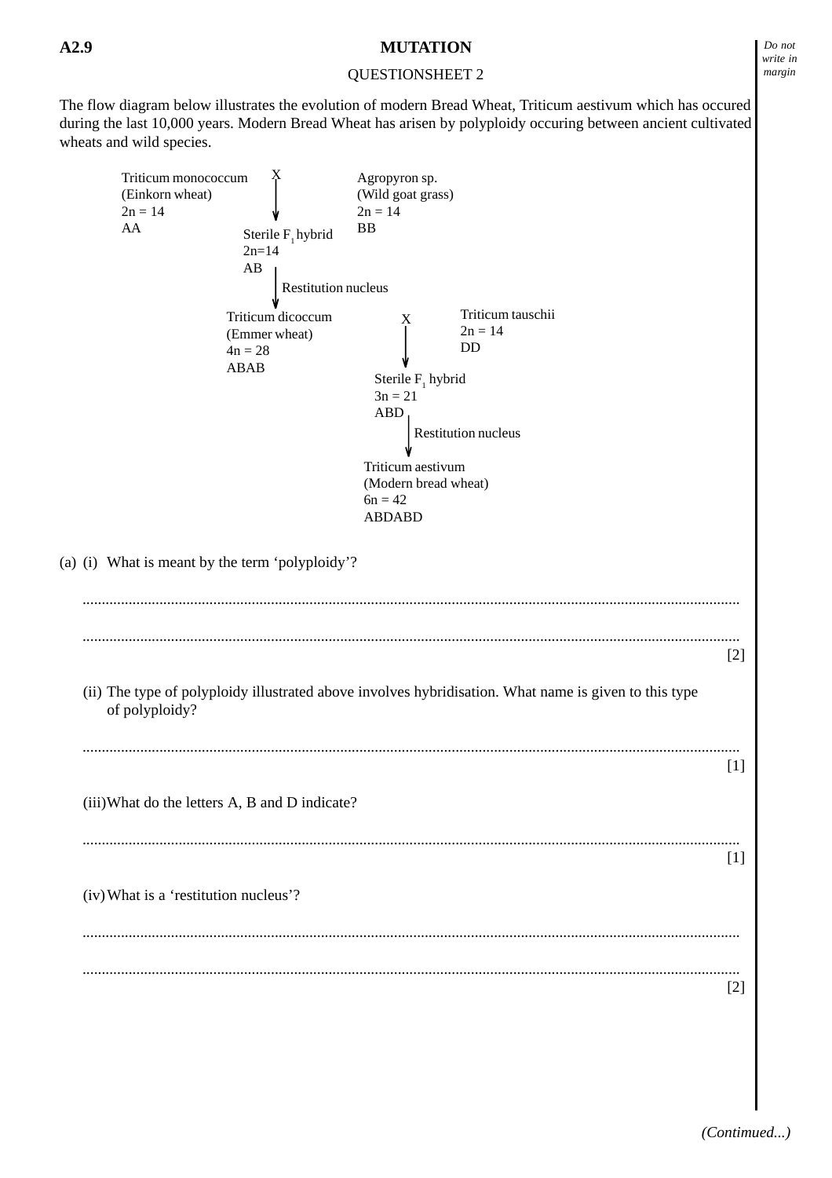**A2.9** **MUTATION**

QUESTIONSHEET 2

The flow diagram below illustrates the evolution of modern Bread Wheat, Triticum aestivum which has occured during the last 10,000 years. Modern Bread Wheat has arisen by polyploidy occuring between ancient cultivated wheats and wild species.

Triticum monococcum (Einkorn wheat) $2n = 14$ AA **X** Agropyron sp. (Wild goat grass) $2n = 14$ BB

↓

Sterile $F_1$ hybrid $2n=14$ AB

↓ Restitution nucleus

Triticum dicoccum (Emmer wheat) $4n = 28$ ABAB **X** Triticum tauschii $2n = 14$ DD

↓

Sterile $F_1$ hybrid $3n = 21$ ABD

↓ Restitution nucleus

Triticum aestivum (Modern bread wheat) $6n = 42$ ABDABD

(a) (i) What is meant by the term 'polyploidy'?

..........................................................................................................................................................

.......................................................................................................................................................... [2]

(ii) The type of polyploidy illustrated above involves hybridisation. What name is given to this type of polyploidy?

.......................................................................................................................................................... [1]

(iii) What do the letters A, B and D indicate?

.......................................................................................................................................................... [1]

(iv) What is a 'restitution nucleus'?

..........................................................................................................................................................

.......................................................................................................................................................... [2]

*(Continued...)*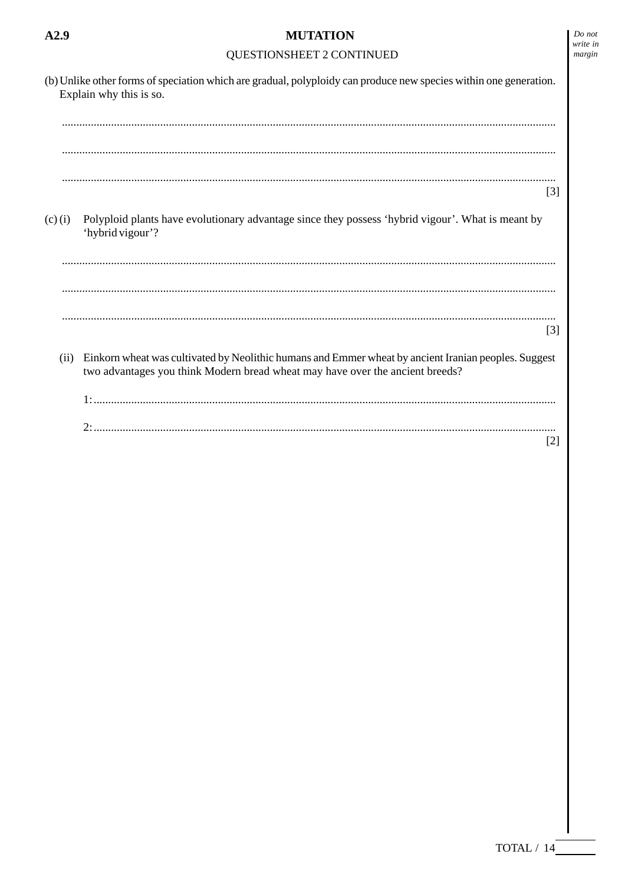## MUTATION

QUESTIONSHEET 2 CONTINUED

(b) Unlike other forms of speciation which are gradual, polyploidy can produce new species within one generation. Explain why this is so.

..........................................................................................................................................................

..........................................................................................................................................................

.......................................................................................................................................................... [3]

(c) (i) Polyploid plants have evolutionary advantage since they possess 'hybrid vigour'. What is meant by 'hybrid vigour'?

..........................................................................................................................................................

..........................................................................................................................................................

.......................................................................................................................................................... [3]

(ii) Einkorn wheat was cultivated by Neolithic humans and Emmer wheat by ancient Iranian peoples. Suggest two advantages you think Modern bread wheat may have over the ancient breeds?

1: ..........................................................................................................................................................

2: .......................................................................................................................................................... [2]

TOTAL / 14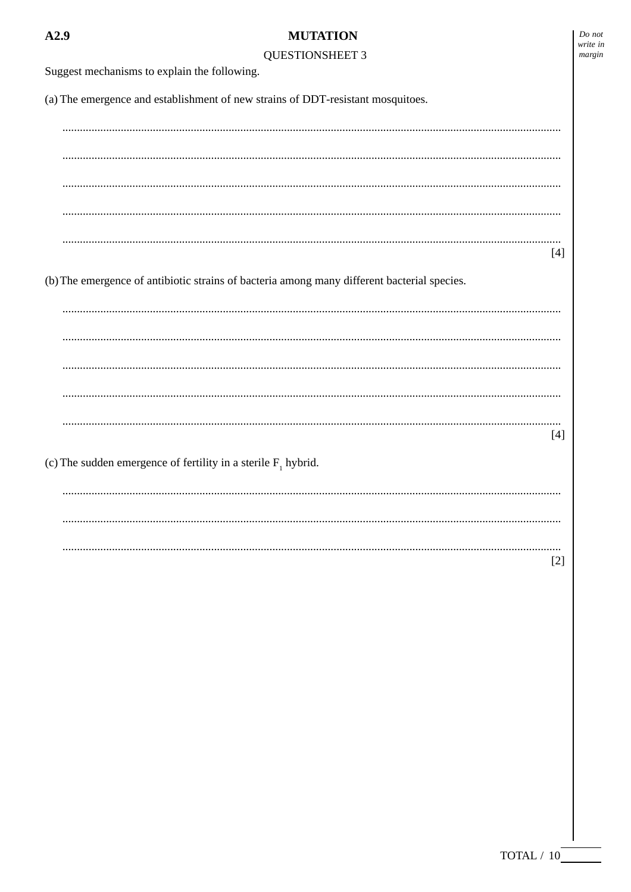**A2.9** **MUTATION**

QUESTIONSHEET 3

Suggest mechanisms to explain the following.

(a) The emergence and establishment of new strains of DDT-resistant mosquitoes.

..........................................................................................................................................................

..........................................................................................................................................................

..........................................................................................................................................................

..........................................................................................................................................................

..........................................................................................................................................................

[4]

(b) The emergence of antibiotic strains of bacteria among many different bacterial species.

..........................................................................................................................................................

..........................................................................................................................................................

..........................................................................................................................................................

..........................................................................................................................................................

..........................................................................................................................................................

[4]

(c) The sudden emergence of fertility in a sterile $F_1$ hybrid.

..........................................................................................................................................................

..........................................................................................................................................................

..........................................................................................................................................................

[2]

TOTAL / 10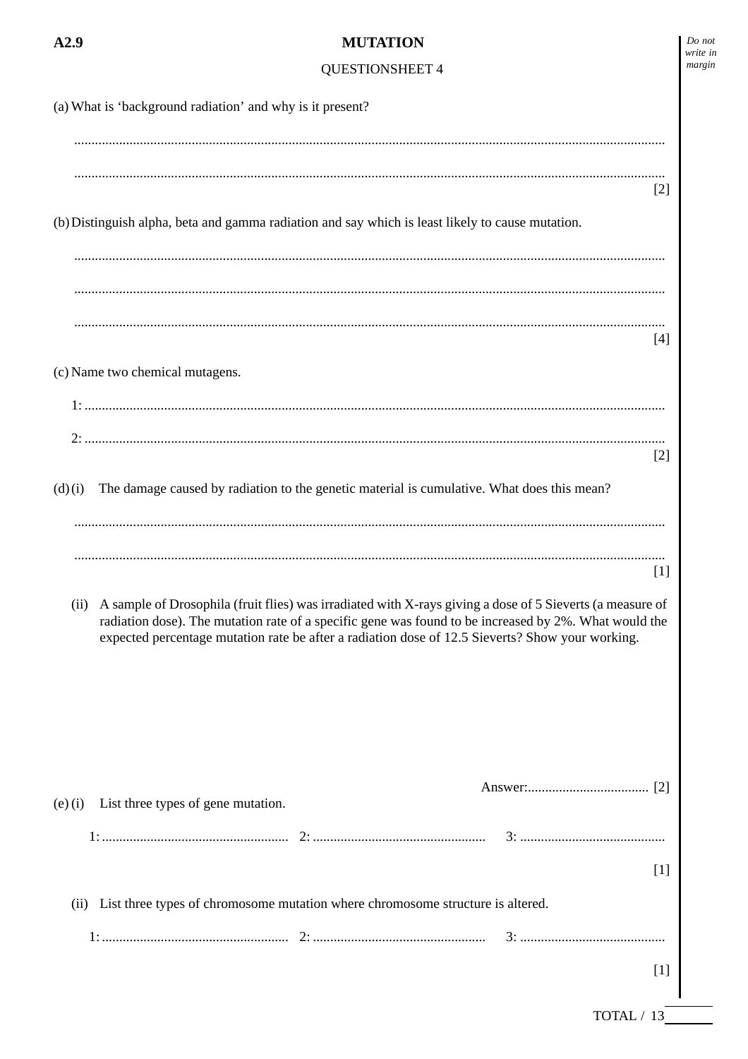**A2.9**

# MUTATION

QUESTIONSHEET 4

(a) What is ‘background radiation’ and why is it present?

..........................................................................................................................................................

..........................................................................................................................................................

[2]

(b) Distinguish alpha, beta and gamma radiation and say which is least likely to cause mutation.

..........................................................................................................................................................

..........................................................................................................................................................

..........................................................................................................................................................

[4]

(c) Name two chemical mutagens.

1: ......................................................................................................................................................

2: ......................................................................................................................................................

[2]

(d) (i) The damage caused by radiation to the genetic material is cumulative. What does this mean?

..........................................................................................................................................................

..........................................................................................................................................................

[1]

(ii) A sample of Drosophila (fruit flies) was irradiated with X-rays giving a dose of 5 Sieverts (a measure of radiation dose). The mutation rate of a specific gene was found to be increased by 2%. What would the expected percentage mutation rate be after a radiation dose of 12.5 Sieverts? Show your working.

Answer:.................................. [2]

(e) (i) List three types of gene mutation.

1: ...................................................... 2: ................................................. 3: ..........................................

[1]

(ii) List three types of chromosome mutation where chromosome structure is altered.

1: ...................................................... 2: ................................................. 3: ..........................................

[1]

TOTAL / 13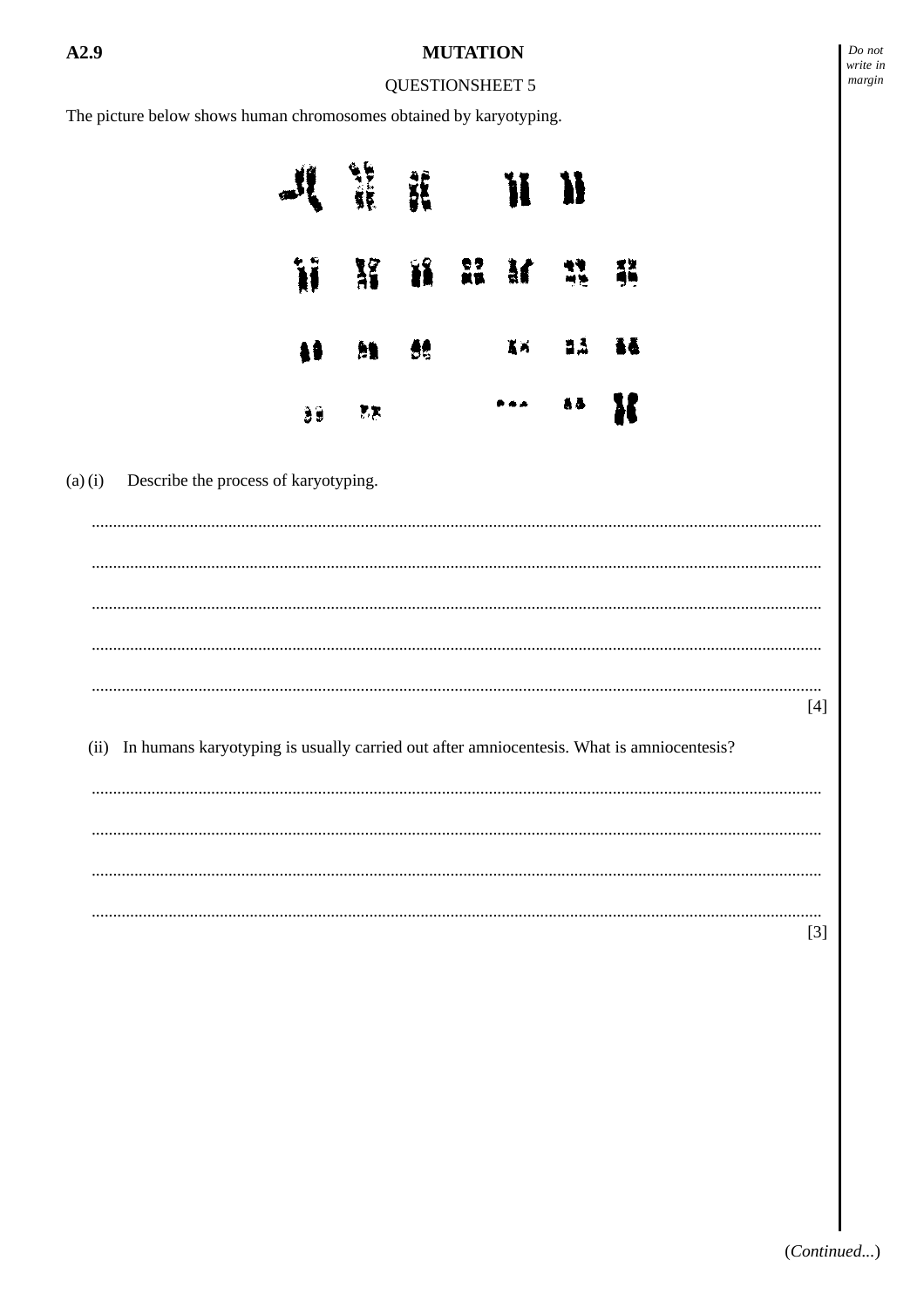## A2.9 MUTATION

QUESTIONSHEET 5

The picture below shows human chromosomes obtained by karyotyping.

(a) (i) Describe the process of karyotyping.

..........................................................................................................................................................

..........................................................................................................................................................

..........................................................................................................................................................

..........................................................................................................................................................

.......................................................................................................................................................... [4]

(ii) In humans karyotyping is usually carried out after amniocentesis. What is amniocentesis?

..........................................................................................................................................................

..........................................................................................................................................................

..........................................................................................................................................................

.......................................................................................................................................................... [3]

(*Continued...*)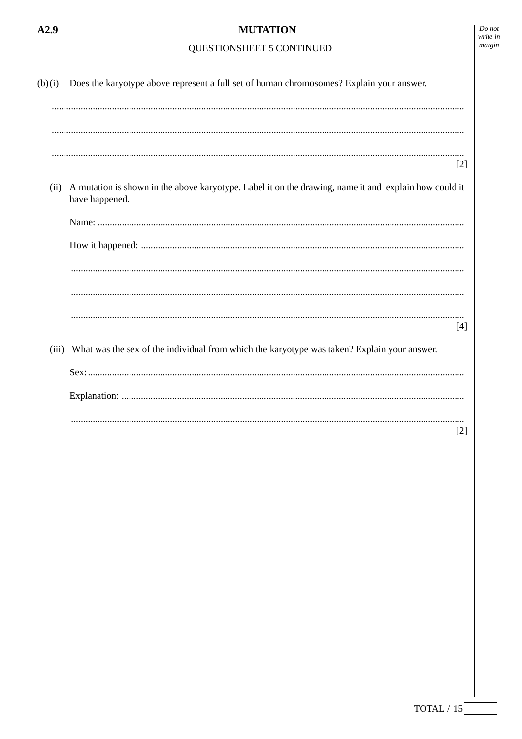**A2.9** **MUTATION**

QUESTIONSHEET 5 CONTINUED

*Do not write in margin*

(b) (i) Does the karyotype above represent a full set of human chromosomes? Explain your answer.

..........................................................................................................................................................

..........................................................................................................................................................

..........................................................................................................................................................
[2]

(ii) A mutation is shown in the above karyotype. Label it on the drawing, name it and explain how could it have happened.

Name: ..........................................................................................................................................

How it happened: .........................................................................................................................

..........................................................................................................................................................

..........................................................................................................................................................

..........................................................................................................................................................
[4]

(iii) What was the sex of the individual from which the karyotype was taken? Explain your answer.

Sex: ..............................................................................................................................................

Explanation: ..................................................................................................................................

..........................................................................................................................................................
[2]

TOTAL / 15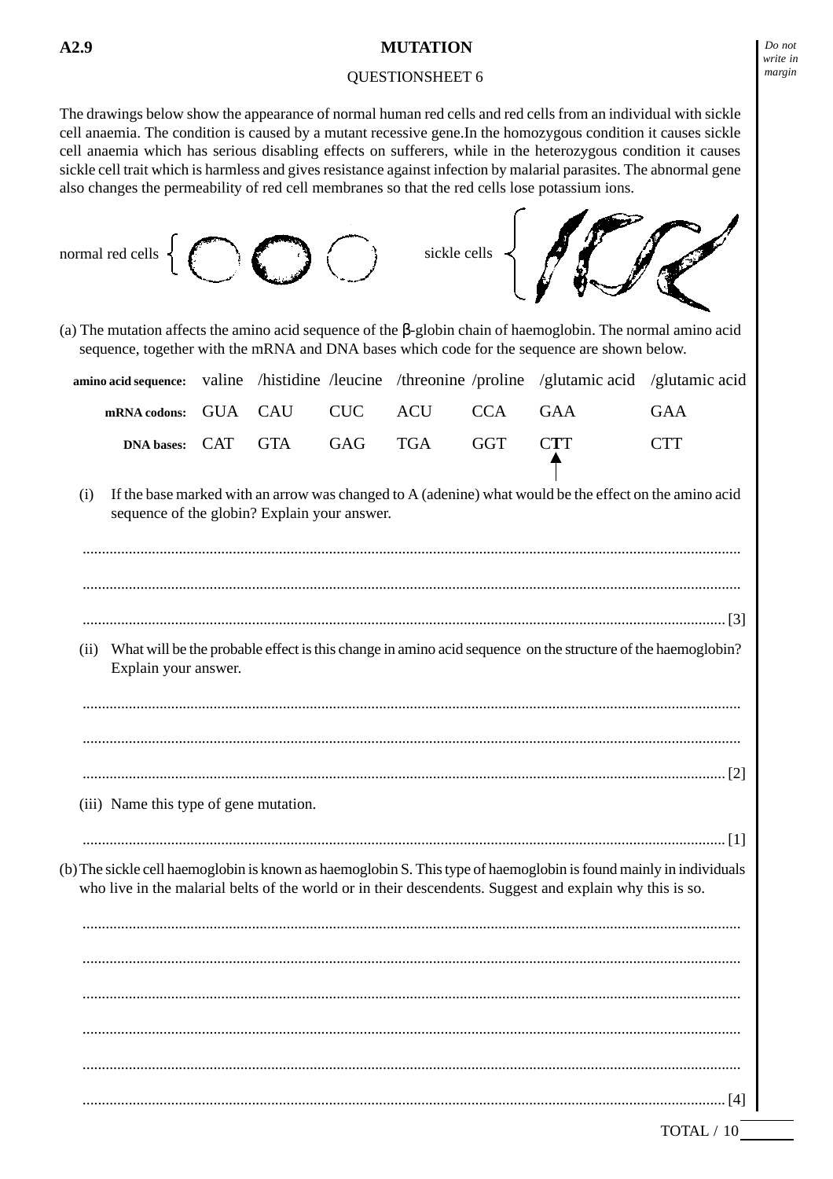**A2.9** 

# MUTATION

QUESTIONSHEET 6

The drawings below show the appearance of normal human red cells and red cells from an individual with sickle cell anaemia. The condition is caused by a mutant recessive gene.In the homozygous condition it causes sickle cell anaemia which has serious disabling effects on sufferers, while in the heterozygous condition it causes sickle cell trait which is harmless and gives resistance against infection by malarial parasites. The abnormal gene also changes the permeability of red cell membranes so that the red cells lose potassium ions.

normal red cells    sickle cells

(a) The mutation affects the amino acid sequence of the β-globin chain of haemoglobin. The normal amino acid sequence, together with the mRNA and DNA bases which code for the sequence are shown below.

| **amino acid sequence:** | valine | /histidine | /leucine | /threonine | /proline | /glutamic acid | /glutamic acid |
|---|---|---|---|---|---|---|---|
| **mRNA codons:** | GUA | CAU | CUC | ACU | CCA | GAA | GAA |
| **DNA bases:** | CAT | GTA | GAG | TGA | GGT | C**T**T ↑ | CTT |

(i) If the base marked with an arrow was changed to A (adenine) what would be the effect on the amino acid sequence of the globin? Explain your answer.

........................................................................................................................................................

........................................................................................................................................................

........................................................................................................................................................ [3]

(ii) What will be the probable effect is this change in amino acid sequence on the structure of the haemoglobin? Explain your answer.

........................................................................................................................................................

........................................................................................................................................................

........................................................................................................................................................ [2]

(iii) Name this type of gene mutation.

........................................................................................................................................................ [1]

(b) The sickle cell haemoglobin is known as haemoglobin S. This type of haemoglobin is found mainly in individuals who live in the malarial belts of the world or in their descendents. Suggest and explain why this is so.

........................................................................................................................................................

........................................................................................................................................................

........................................................................................................................................................

........................................................................................................................................................

........................................................................................................................................................

........................................................................................................................................................ [4]

TOTAL / 10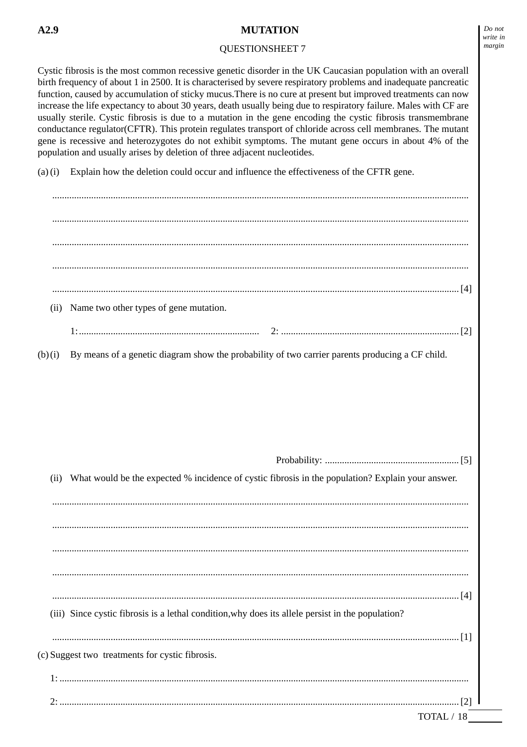**A2.9** **MUTATION**

QUESTIONSHEET 7

Cystic fibrosis is the most common recessive genetic disorder in the UK Caucasian population with an overall birth frequency of about 1 in 2500. It is characterised by severe respiratory problems and inadequate pancreatic function, caused by accumulation of sticky mucus.There is no cure at present but improved treatments can now increase the life expectancy to about 30 years, death usually being due to respiratory failure. Males with CF are usually sterile. Cystic fibrosis is due to a mutation in the gene encoding the cystic fibrosis transmembrane conductance regulator(CFTR). This protein regulates transport of chloride across cell membranes. The mutant gene is recessive and heterozygotes do not exhibit symptoms. The mutant gene occurs in about 4% of the population and usually arises by deletion of three adjacent nucleotides.

(a) (i) Explain how the deletion could occur and influence the effectiveness of the CFTR gene.

..........................................................................................................................................................

..........................................................................................................................................................

..........................................................................................................................................................

..........................................................................................................................................................

.......................................................................................................................................................... [4]

(ii) Name two other types of gene mutation.

1: .......................................................................... 2: .......................................................................... [2]

(b) (i) By means of a genetic diagram show the probability of two carrier parents producing a CF child.

Probability: ........................................................ [5]

(ii) What would be the expected % incidence of cystic fibrosis in the population? Explain your answer.

..........................................................................................................................................................

..........................................................................................................................................................

..........................................................................................................................................................

..........................................................................................................................................................

.......................................................................................................................................................... [4]

(iii) Since cystic fibrosis is a lethal condition,why does its allele persist in the population?

.......................................................................................................................................................... [1]

(c) Suggest two treatments for cystic fibrosis.

1: ..........................................................................................................................................................

2: .......................................................................................................................................................... [2]

TOTAL / 18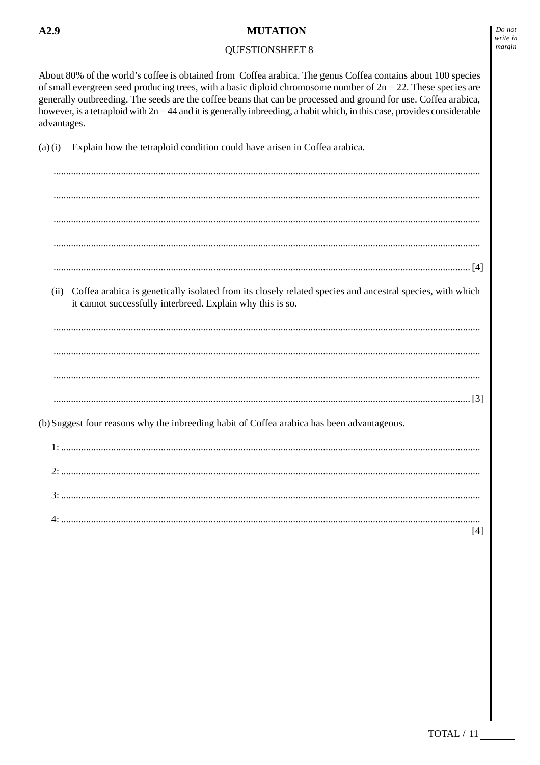**A2.9**

# MUTATION

## QUESTIONSHEET 8

About 80% of the world's coffee is obtained from Coffea arabica. The genus Coffea contains about 100 species of small evergreen seed producing trees, with a basic diploid chromosome number of 2n = 22. These species are generally outbreeding. The seeds are the coffee beans that can be processed and ground for use. Coffea arabica, however, is a tetraploid with 2n = 44 and it is generally inbreeding, a habit which, in this case, provides considerable advantages.

(a) (i) Explain how the tetraploid condition could have arisen in Coffea arabica.

.......................................................................................................................................................................

.......................................................................................................................................................................

.......................................................................................................................................................................

.......................................................................................................................................................................

....................................................................................................................................................................... [4]

(ii) Coffea arabica is genetically isolated from its closely related species and ancestral species, with which it cannot successfully interbreed. Explain why this is so.

.......................................................................................................................................................................

.......................................................................................................................................................................

.......................................................................................................................................................................

....................................................................................................................................................................... [3]

(b) Suggest four reasons why the inbreeding habit of Coffea arabica has been advantageous.

1: .......................................................................................................................................................................

2: .......................................................................................................................................................................

3: .......................................................................................................................................................................

4: .......................................................................................................................................................................

[4]

TOTAL / 11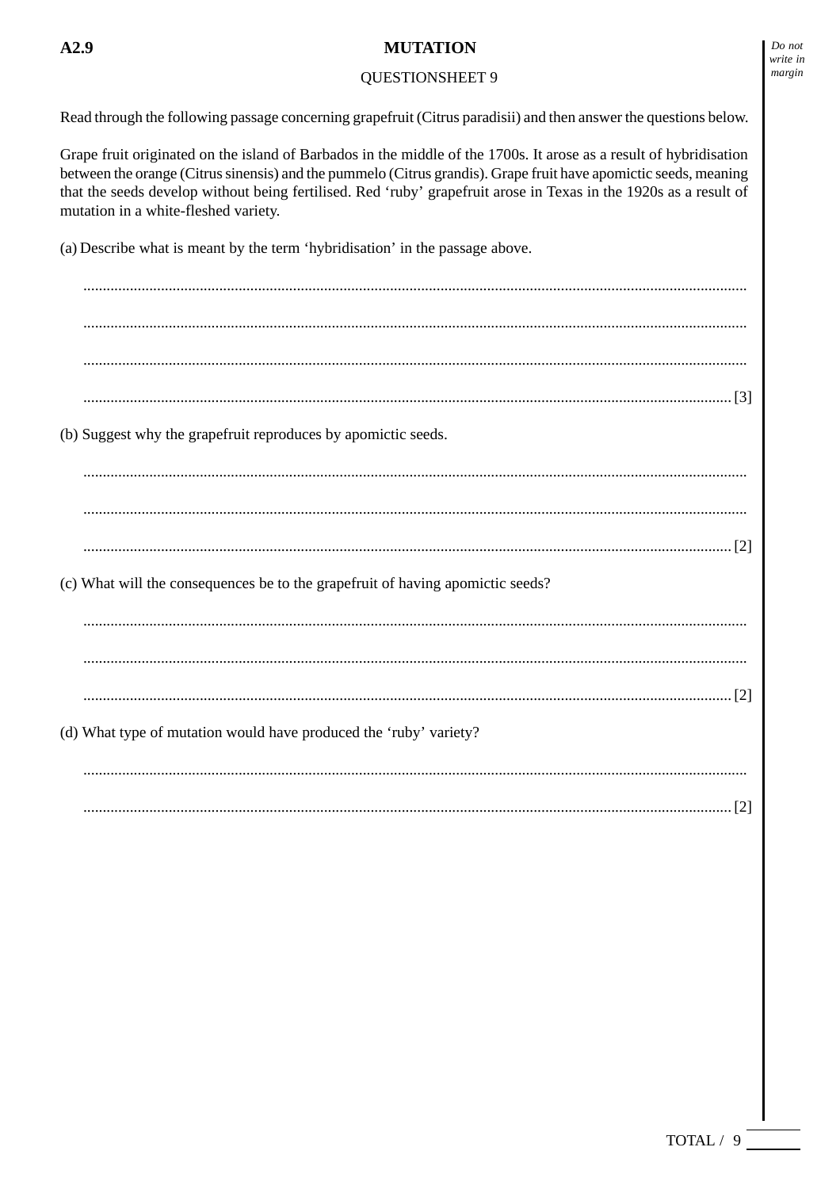**A2.9** **MUTATION**

QUESTIONSHEET 9

Read through the following passage concerning grapefruit (Citrus paradisii) and then answer the questions below.

Grape fruit originated on the island of Barbados in the middle of the 1700s. It arose as a result of hybridisation between the orange (Citrus sinensis) and the pummelo (Citrus grandis). Grape fruit have apomictic seeds, meaning that the seeds develop without being fertilised. Red 'ruby' grapefruit arose in Texas in the 1920s as a result of mutation in a white-fleshed variety.

(a) Describe what is meant by the term 'hybridisation' in the passage above.

..............................................................................................................................................................

..............................................................................................................................................................

..............................................................................................................................................................

.............................................................................................................................................................. [3]

(b) Suggest why the grapefruit reproduces by apomictic seeds.

..............................................................................................................................................................

..............................................................................................................................................................

.............................................................................................................................................................. [2]

(c) What will the consequences be to the grapefruit of having apomictic seeds?

..............................................................................................................................................................

..............................................................................................................................................................

.............................................................................................................................................................. [2]

(d) What type of mutation would have produced the 'ruby' variety?

..............................................................................................................................................................

.............................................................................................................................................................. [2]

TOTAL / 9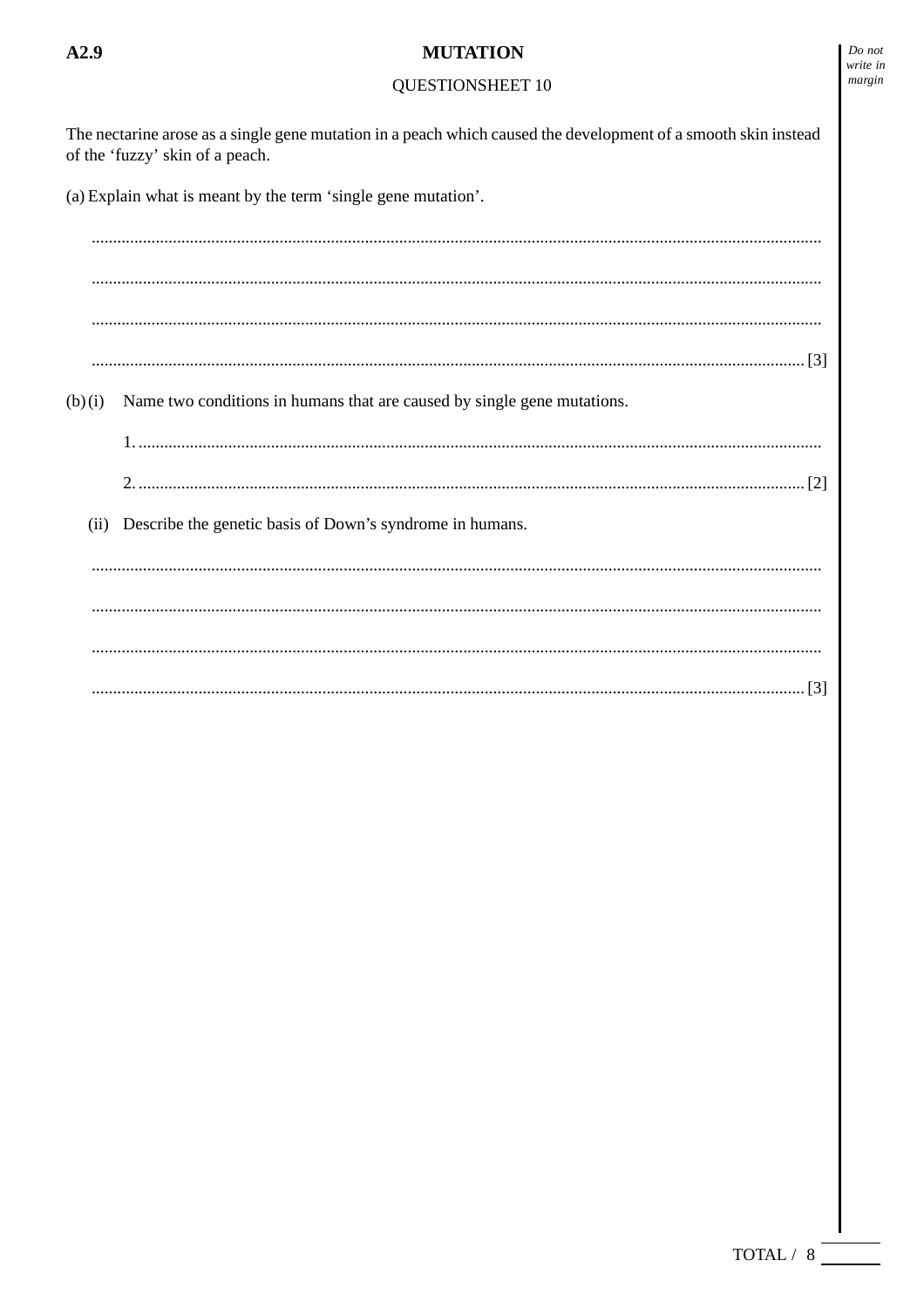A2.9

# MUTATION

QUESTIONSHEET 10

The nectarine arose as a single gene mutation in a peach which caused the development of a smooth skin instead of the 'fuzzy' skin of a peach.

(a) Explain what is meant by the term 'single gene mutation'.

........................................................................................................................................................

........................................................................................................................................................

........................................................................................................................................................

........................................................................................................................................................ [3]

(b) (i) Name two conditions in humans that are caused by single gene mutations.

1. ........................................................................................................................................

2. ........................................................................................................................................ [2]

(ii) Describe the genetic basis of Down's syndrome in humans.

........................................................................................................................................................

........................................................................................................................................................

........................................................................................................................................................

........................................................................................................................................................ [3]

TOTAL / 8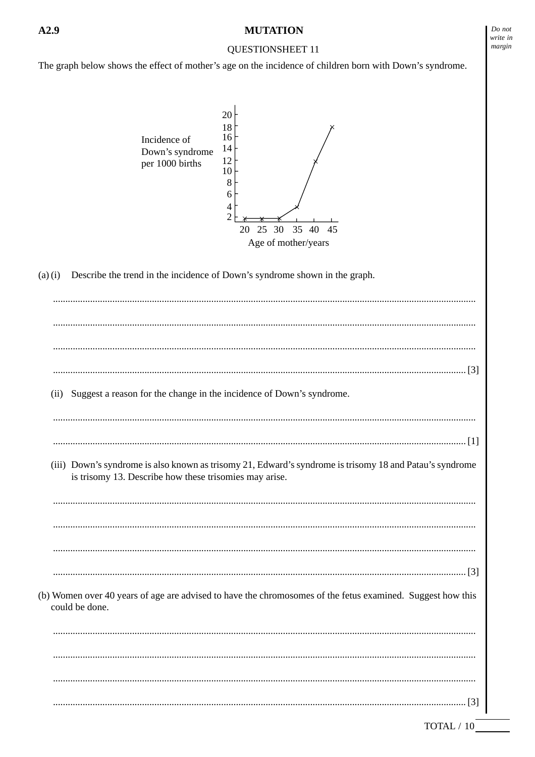**A2.9** **MUTATION**

QUESTIONSHEET 11

The graph below shows the effect of mother's age on the incidence of children born with Down's syndrome.

(a) (i) Describe the trend in the incidence of Down's syndrome shown in the graph.

.......................................................................................................................................................

.......................................................................................................................................................

.......................................................................................................................................................

....................................................................................................................................................... [3]

(ii) Suggest a reason for the change in the incidence of Down's syndrome.

.......................................................................................................................................................

....................................................................................................................................................... [1]

(iii) Down's syndrome is also known as trisomy 21, Edward's syndrome is trisomy 18 and Patau's syndrome is trisomy 13. Describe how these trisomies may arise.

.......................................................................................................................................................

.......................................................................................................................................................

.......................................................................................................................................................

....................................................................................................................................................... [3]

(b) Women over 40 years of age are advised to have the chromosomes of the fetus examined. Suggest how this could be done.

.......................................................................................................................................................

.......................................................................................................................................................

.......................................................................................................................................................

....................................................................................................................................................... [3]

TOTAL / 10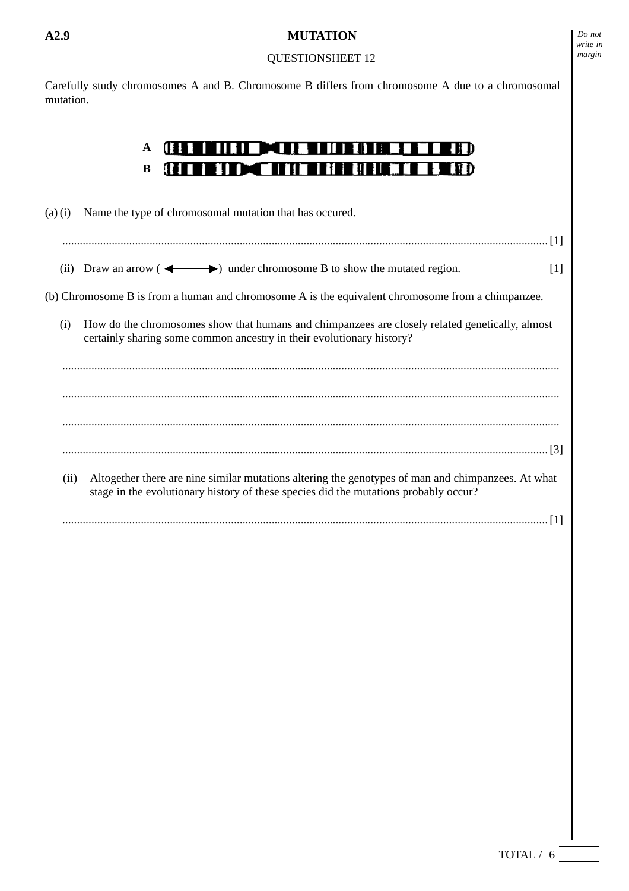**A2.9** **MUTATION**

QUESTIONSHEET 12

Carefully study chromosomes A and B. Chromosome B differs from chromosome A due to a chromosomal mutation.

A

B

(a) (i) Name the type of chromosomal mutation that has occured.

.................................................................................................................................................... [1]

(ii) Draw an arrow ( ◄──► ) under chromosome B to show the mutated region. [1]

(b) Chromosome B is from a human and chromosome A is the equivalent chromosome from a chimpanzee.

(i) How do the chromosomes show that humans and chimpanzees are closely related genetically, almost certainly sharing some common ancestry in their evolutionary history?

....................................................................................................................................................

....................................................................................................................................................

....................................................................................................................................................

.................................................................................................................................................... [3]

(ii) Altogether there are nine similar mutations altering the genotypes of man and chimpanzees. At what stage in the evolutionary history of these species did the mutations probably occur?

.................................................................................................................................................... [1]

TOTAL / 6